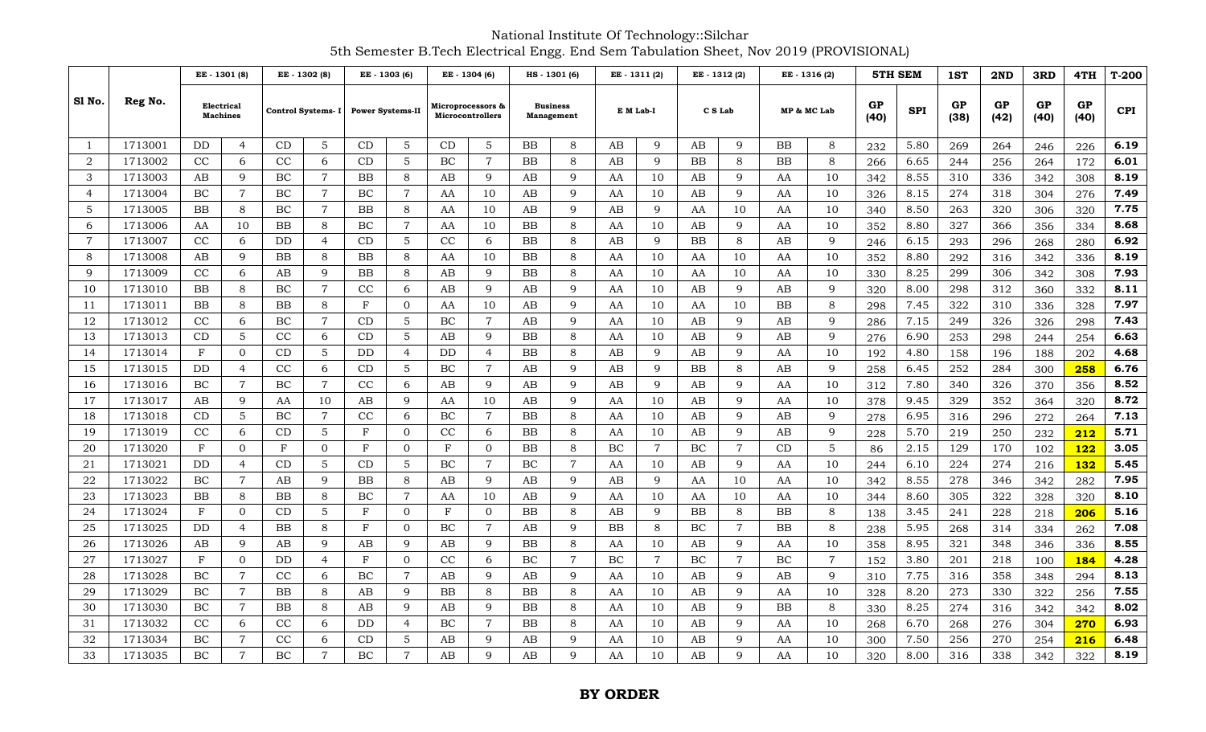National Institute Of Technology::Silchar

5th Semester B.Tech Electrical Engg. End Sem Tabulation Sheet, Nov 2019 (PROVISIONAL)

| Sl No. | Reg No. | EE - 1301 (8) Electrical Machines | | EE - 1302 (8) Control Systems- I | | EE - 1303 (6) Power Systems-II | | EE - 1304 (6) Microprocessors & Microcontrollers | | HS - 1301 (6) Business Management | | EE - 1311 (2) E M Lab-I | | EE - 1312 (2) C S Lab | | EE - 1316 (2) MP & MC Lab | | 5TH SEM GP (40) | 5TH SEM SPI | 1ST GP (38) | 2ND GP (42) | 3RD GP (40) | 4TH GP (40) | T-200 CPI |
|---|---|---|---|---|---|---|---|---|---|---|---|---|---|---|---|---|---|---|---|---|---|---|---|---|
| 1 | 1713001 | DD | 4 | CD | 5 | CD | 5 | CD | 5 | BB | 8 | AB | 9 | AB | 9 | BB | 8 | 232 | 5.80 | 269 | 264 | 246 | 226 | **6.19** |
| 2 | 1713002 | CC | 6 | CC | 6 | CD | 5 | BC | 7 | BB | 8 | AB | 9 | BB | 8 | BB | 8 | 266 | 6.65 | 244 | 256 | 264 | 172 | **6.01** |
| 3 | 1713003 | AB | 9 | BC | 7 | BB | 8 | AB | 9 | AB | 9 | AA | 10 | AB | 9 | AA | 10 | 342 | 8.55 | 310 | 336 | 342 | 308 | **8.19** |
| 4 | 1713004 | BC | 7 | BC | 7 | BC | 7 | AA | 10 | AB | 9 | AA | 10 | AB | 9 | AA | 10 | 326 | 8.15 | 274 | 318 | 304 | 276 | **7.49** |
| 5 | 1713005 | BB | 8 | BC | 7 | BB | 8 | AA | 10 | AB | 9 | AB | 9 | AA | 10 | AA | 10 | 340 | 8.50 | 263 | 320 | 306 | 320 | **7.75** |
| 6 | 1713006 | AA | 10 | BB | 8 | BC | 7 | AA | 10 | BB | 8 | AA | 10 | AB | 9 | AA | 10 | 352 | 8.80 | 327 | 366 | 356 | 334 | **8.68** |
| 7 | 1713007 | CC | 6 | DD | 4 | CD | 5 | CC | 6 | BB | 8 | AB | 9 | BB | 8 | AB | 9 | 246 | 6.15 | 293 | 296 | 268 | 280 | **6.92** |
| 8 | 1713008 | AB | 9 | BB | 8 | BB | 8 | AA | 10 | BB | 8 | AA | 10 | AA | 10 | AA | 10 | 352 | 8.80 | 292 | 316 | 342 | 336 | **8.19** |
| 9 | 1713009 | CC | 6 | AB | 9 | BB | 8 | AB | 9 | BB | 8 | AA | 10 | AA | 10 | AA | 10 | 330 | 8.25 | 299 | 306 | 342 | 308 | **7.93** |
| 10 | 1713010 | BB | 8 | BC | 7 | CC | 6 | AB | 9 | AB | 9 | AA | 10 | AB | 9 | AB | 9 | 320 | 8.00 | 298 | 312 | 360 | 332 | **8.11** |
| 11 | 1713011 | BB | 8 | BB | 8 | F | 0 | AA | 10 | AB | 9 | AA | 10 | AA | 10 | BB | 8 | 298 | 7.45 | 322 | 310 | 336 | 328 | **7.97** |
| 12 | 1713012 | CC | 6 | BC | 7 | CD | 5 | BC | 7 | AB | 9 | AA | 10 | AB | 9 | AB | 9 | 286 | 7.15 | 249 | 326 | 326 | 298 | **7.43** |
| 13 | 1713013 | CD | 5 | CC | 6 | CD | 5 | AB | 9 | BB | 8 | AA | 10 | AB | 9 | AB | 9 | 276 | 6.90 | 253 | 298 | 244 | 254 | **6.63** |
| 14 | 1713014 | F | 0 | CD | 5 | DD | 4 | DD | 4 | BB | 8 | AB | 9 | AB | 9 | AA | 10 | 192 | 4.80 | 158 | 196 | 188 | 202 | **4.68** |
| 15 | 1713015 | DD | 4 | CC | 6 | CD | 5 | BC | 7 | AB | 9 | AB | 9 | BB | 8 | AB | 9 | 258 | 6.45 | 252 | 284 | 300 | **258** | **6.76** |
| 16 | 1713016 | BC | 7 | BC | 7 | CC | 6 | AB | 9 | AB | 9 | AB | 9 | AB | 9 | AA | 10 | 312 | 7.80 | 340 | 326 | 370 | 356 | **8.52** |
| 17 | 1713017 | AB | 9 | AA | 10 | AB | 9 | AA | 10 | AB | 9 | AA | 10 | AB | 9 | AA | 10 | 378 | 9.45 | 329 | 352 | 364 | 320 | **8.72** |
| 18 | 1713018 | CD | 5 | BC | 7 | CC | 6 | BC | 7 | BB | 8 | AA | 10 | AB | 9 | AB | 9 | 278 | 6.95 | 316 | 296 | 272 | 264 | **7.13** |
| 19 | 1713019 | CC | 6 | CD | 5 | F | 0 | CC | 6 | BB | 8 | AA | 10 | AB | 9 | AB | 9 | 228 | 5.70 | 219 | 250 | 232 | **212** | **5.71** |
| 20 | 1713020 | F | 0 | F | 0 | F | 0 | F | 0 | BB | 8 | BC | 7 | BC | 7 | CD | 5 | 86 | 2.15 | 129 | 170 | 102 | **122** | **3.05** |
| 21 | 1713021 | DD | 4 | CD | 5 | CD | 5 | BC | 7 | BC | 7 | AA | 10 | AB | 9 | AA | 10 | 244 | 6.10 | 224 | 274 | 216 | **132** | **5.45** |
| 22 | 1713022 | BC | 7 | AB | 9 | BB | 8 | AB | 9 | AB | 9 | AB | 9 | AA | 10 | AA | 10 | 342 | 8.55 | 278 | 346 | 342 | 282 | **7.95** |
| 23 | 1713023 | BB | 8 | BB | 8 | BC | 7 | AA | 10 | AB | 9 | AA | 10 | AA | 10 | AA | 10 | 344 | 8.60 | 305 | 322 | 328 | 320 | **8.10** |
| 24 | 1713024 | F | 0 | CD | 5 | F | 0 | F | 0 | BB | 8 | AB | 9 | BB | 8 | BB | 8 | 138 | 3.45 | 241 | 228 | 218 | **206** | **5.16** |
| 25 | 1713025 | DD | 4 | BB | 8 | F | 0 | BC | 7 | AB | 9 | BB | 8 | BC | 7 | BB | 8 | 238 | 5.95 | 268 | 314 | 334 | 262 | **7.08** |
| 26 | 1713026 | AB | 9 | AB | 9 | AB | 9 | AB | 9 | BB | 8 | AA | 10 | AB | 9 | AA | 10 | 358 | 8.95 | 321 | 348 | 346 | 336 | **8.55** |
| 27 | 1713027 | F | 0 | DD | 4 | F | 0 | CC | 6 | BC | 7 | BC | 7 | BC | 7 | BC | 7 | 152 | 3.80 | 201 | 218 | 100 | **184** | **4.28** |
| 28 | 1713028 | BC | 7 | CC | 6 | BC | 7 | AB | 9 | AB | 9 | AA | 10 | AB | 9 | AB | 9 | 310 | 7.75 | 316 | 358 | 348 | 294 | **8.13** |
| 29 | 1713029 | BC | 7 | BB | 8 | AB | 9 | BB | 8 | BB | 8 | AA | 10 | AB | 9 | AA | 10 | 328 | 8.20 | 273 | 330 | 322 | 256 | **7.55** |
| 30 | 1713030 | BC | 7 | BB | 8 | AB | 9 | AB | 9 | BB | 8 | AA | 10 | AB | 9 | BB | 8 | 330 | 8.25 | 274 | 316 | 342 | 342 | **8.02** |
| 31 | 1713032 | CC | 6 | CC | 6 | DD | 4 | BC | 7 | BB | 8 | AA | 10 | AB | 9 | AA | 10 | 268 | 6.70 | 268 | 276 | 304 | **270** | **6.93** |
| 32 | 1713034 | BC | 7 | CC | 6 | CD | 5 | AB | 9 | AB | 9 | AA | 10 | AB | 9 | AA | 10 | 300 | 7.50 | 256 | 270 | 254 | **216** | **6.48** |
| 33 | 1713035 | BC | 7 | BC | 7 | BC | 7 | AB | 9 | AB | 9 | AA | 10 | AB | 9 | AA | 10 | 320 | 8.00 | 316 | 338 | 342 | 322 | **8.19** |

**BY ORDER**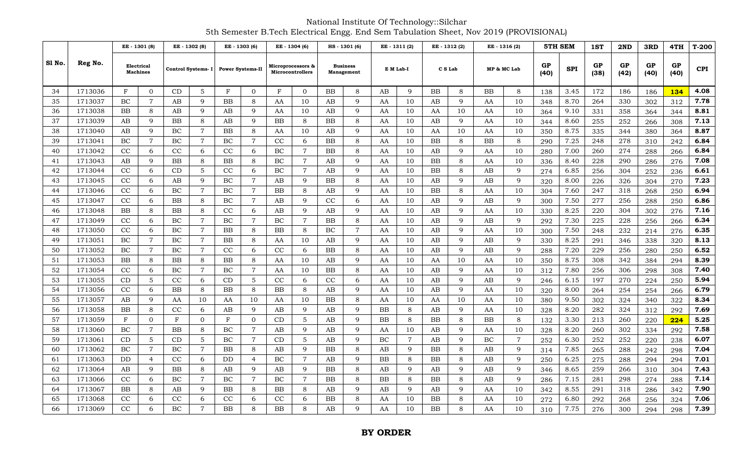National Institute Of Technology::Silchar
5th Semester B.Tech Electrical Engg. End Sem Tabulation Sheet, Nov 2019 (PROVISIONAL)

| Sl No. | Reg No. | EE - 1301 (8) | | EE - 1302 (8) | | EE - 1303 (6) | | EE - 1304 (6) | | HS - 1301 (6) | | EE - 1311 (2) | | EE - 1312 (2) | | EE - 1316 (2) | | 5TH SEM | | 1ST | 2ND | 3RD | 4TH | T-200 |
|---|---|---|---|---|---|---|---|---|---|---|---|---|---|---|---|---|---|---|---|---|---|---|---|---|
| | | Electrical Machines | | Control Systems- I | | Power Systems-II | | Microprocessors & Microcontrollers | | Business Management | | E M Lab-I | | C S Lab | | MP & MC Lab | | GP (40) | SPI | GP (38) | GP (42) | GP (40) | GP (40) | CPI |
| 34 | 1713036 | F | 0 | CD | 5 | F | 0 | F | 0 | BB | 8 | AB | 9 | BB | 8 | BB | 8 | 138 | 3.45 | 172 | 186 | 186 | **134** | 4.08 |
| 35 | 1713037 | BC | 7 | AB | 9 | BB | 8 | AA | 10 | AB | 9 | AA | 10 | AB | 9 | AA | 10 | 348 | 8.70 | 264 | 330 | 302 | 312 | 7.78 |
| 36 | 1713038 | BB | 8 | AB | 9 | AB | 9 | AA | 10 | AB | 9 | AA | 10 | AA | 10 | AA | 10 | 364 | 9.10 | 331 | 358 | 364 | 344 | 8.81 |
| 37 | 1713039 | AB | 9 | BB | 8 | AB | 9 | BB | 8 | BB | 8 | AA | 10 | AB | 9 | AA | 10 | 344 | 8.60 | 255 | 252 | 266 | 308 | 7.13 |
| 38 | 1713040 | AB | 9 | BC | 7 | BB | 8 | AA | 10 | AB | 9 | AA | 10 | AA | 10 | AA | 10 | 350 | 8.75 | 335 | 344 | 380 | 364 | 8.87 |
| 39 | 1713041 | BC | 7 | BC | 7 | BC | 7 | CC | 6 | BB | 8 | AA | 10 | BB | 8 | BB | 8 | 290 | 7.25 | 248 | 278 | 310 | 242 | 6.84 |
| 40 | 1713042 | CC | 6 | CC | 6 | CC | 6 | BC | 7 | BB | 8 | AA | 10 | AB | 9 | AA | 10 | 280 | 7.00 | 260 | 274 | 288 | 266 | 6.84 |
| 41 | 1713043 | AB | 9 | BB | 8 | BB | 8 | BC | 7 | AB | 9 | AA | 10 | BB | 8 | AA | 10 | 336 | 8.40 | 228 | 290 | 286 | 276 | 7.08 |
| 42 | 1713044 | CC | 6 | CD | 5 | CC | 6 | BC | 7 | AB | 9 | AA | 10 | BB | 8 | AB | 9 | 274 | 6.85 | 256 | 304 | 252 | 236 | 6.61 |
| 43 | 1713045 | CC | 6 | AB | 9 | BC | 7 | AB | 9 | BB | 8 | AA | 10 | AB | 9 | AB | 9 | 320 | 8.00 | 226 | 326 | 304 | 270 | 7.23 |
| 44 | 1713046 | CC | 6 | BC | 7 | BC | 7 | BB | 8 | AB | 9 | AA | 10 | BB | 8 | AA | 10 | 304 | 7.60 | 247 | 318 | 268 | 250 | 6.94 |
| 45 | 1713047 | CC | 6 | BB | 8 | BC | 7 | AB | 9 | CC | 6 | AA | 10 | AB | 9 | AB | 9 | 300 | 7.50 | 277 | 256 | 288 | 250 | 6.86 |
| 46 | 1713048 | BB | 8 | BB | 8 | CC | 6 | AB | 9 | AB | 9 | AA | 10 | AB | 9 | AA | 10 | 330 | 8.25 | 220 | 304 | 302 | 276 | 7.16 |
| 47 | 1713049 | CC | 6 | BC | 7 | BC | 7 | BC | 7 | BB | 8 | AA | 10 | AB | 9 | AB | 9 | 292 | 7.30 | 225 | 228 | 256 | 266 | 6.34 |
| 48 | 1713050 | CC | 6 | BC | 7 | BB | 8 | BB | 8 | BC | 7 | AA | 10 | AB | 9 | AA | 10 | 300 | 7.50 | 248 | 232 | 214 | 276 | 6.35 |
| 49 | 1713051 | BC | 7 | BC | 7 | BB | 8 | AA | 10 | AB | 9 | AA | 10 | AB | 9 | AB | 9 | 330 | 8.25 | 291 | 346 | 338 | 320 | 8.13 |
| 50 | 1713052 | BC | 7 | BC | 7 | CC | 6 | CC | 6 | BB | 8 | AA | 10 | AB | 9 | AB | 9 | 288 | 7.20 | 229 | 256 | 280 | 250 | 6.52 |
| 51 | 1713053 | BB | 8 | BB | 8 | BB | 8 | AA | 10 | AB | 9 | AA | 10 | AA | 10 | AA | 10 | 350 | 8.75 | 308 | 342 | 384 | 294 | 8.39 |
| 52 | 1713054 | CC | 6 | BC | 7 | BC | 7 | AA | 10 | BB | 8 | AA | 10 | AB | 9 | AA | 10 | 312 | 7.80 | 256 | 306 | 298 | 308 | 7.40 |
| 53 | 1713055 | CD | 5 | CC | 6 | CD | 5 | CC | 6 | CC | 6 | AA | 10 | AB | 9 | AB | 9 | 246 | 6.15 | 197 | 270 | 224 | 250 | 5.94 |
| 54 | 1713056 | CC | 6 | BB | 8 | BB | 8 | BB | 8 | AB | 9 | AA | 10 | AB | 9 | AA | 10 | 320 | 8.00 | 264 | 254 | 254 | 266 | 6.79 |
| 55 | 1713057 | AB | 9 | AA | 10 | AA | 10 | AA | 10 | BB | 8 | AA | 10 | AA | 10 | AA | 10 | 380 | 9.50 | 302 | 324 | 340 | 322 | 8.34 |
| 56 | 1713058 | BB | 8 | CC | 6 | AB | 9 | AB | 9 | AB | 9 | BB | 8 | AB | 9 | AA | 10 | 328 | 8.20 | 282 | 324 | 312 | 292 | 7.69 |
| 57 | 1713059 | F | 0 | F | 0 | F | 0 | CD | 5 | AB | 9 | BB | 8 | BB | 8 | BB | 8 | 132 | 3.30 | 213 | 260 | 220 | **224** | 5.25 |
| 58 | 1713060 | BC | 7 | BB | 8 | BC | 7 | AB | 9 | AB | 9 | AA | 10 | AB | 9 | AA | 10 | 328 | 8.20 | 260 | 302 | 334 | 292 | 7.58 |
| 59 | 1713061 | CD | 5 | CD | 5 | BC | 7 | CD | 5 | AB | 9 | BC | 7 | AB | 9 | BC | 7 | 252 | 6.30 | 252 | 252 | 220 | 238 | 6.07 |
| 60 | 1713062 | BC | 7 | BC | 7 | BB | 8 | AB | 9 | BB | 8 | AB | 9 | BB | 8 | AB | 9 | 314 | 7.85 | 265 | 288 | 242 | 298 | 7.04 |
| 61 | 1713063 | DD | 4 | CC | 6 | DD | 4 | BC | 7 | AB | 9 | BB | 8 | BB | 8 | AB | 9 | 250 | 6.25 | 275 | 288 | 294 | 294 | 7.01 |
| 62 | 1713064 | AB | 9 | BB | 8 | AB | 9 | AB | 9 | BB | 8 | AB | 9 | AB | 9 | AB | 9 | 346 | 8.65 | 259 | 266 | 310 | 304 | 7.43 |
| 63 | 1713066 | CC | 6 | BC | 7 | BC | 7 | BC | 7 | BB | 8 | BB | 8 | BB | 8 | AB | 9 | 286 | 7.15 | 281 | 298 | 274 | 288 | 7.14 |
| 64 | 1713067 | BB | 8 | AB | 9 | BB | 8 | BB | 8 | AB | 9 | AB | 9 | AB | 9 | AA | 10 | 342 | 8.55 | 291 | 318 | 286 | 342 | 7.90 |
| 65 | 1713068 | CC | 6 | CC | 6 | CC | 6 | CC | 6 | BB | 8 | AA | 10 | BB | 8 | AA | 10 | 272 | 6.80 | 292 | 268 | 256 | 324 | 7.06 |
| 66 | 1713069 | CC | 6 | BC | 7 | BB | 8 | BB | 8 | AB | 9 | AA | 10 | BB | 8 | AA | 10 | 310 | 7.75 | 276 | 300 | 294 | 298 | 7.39 |

**BY ORDER**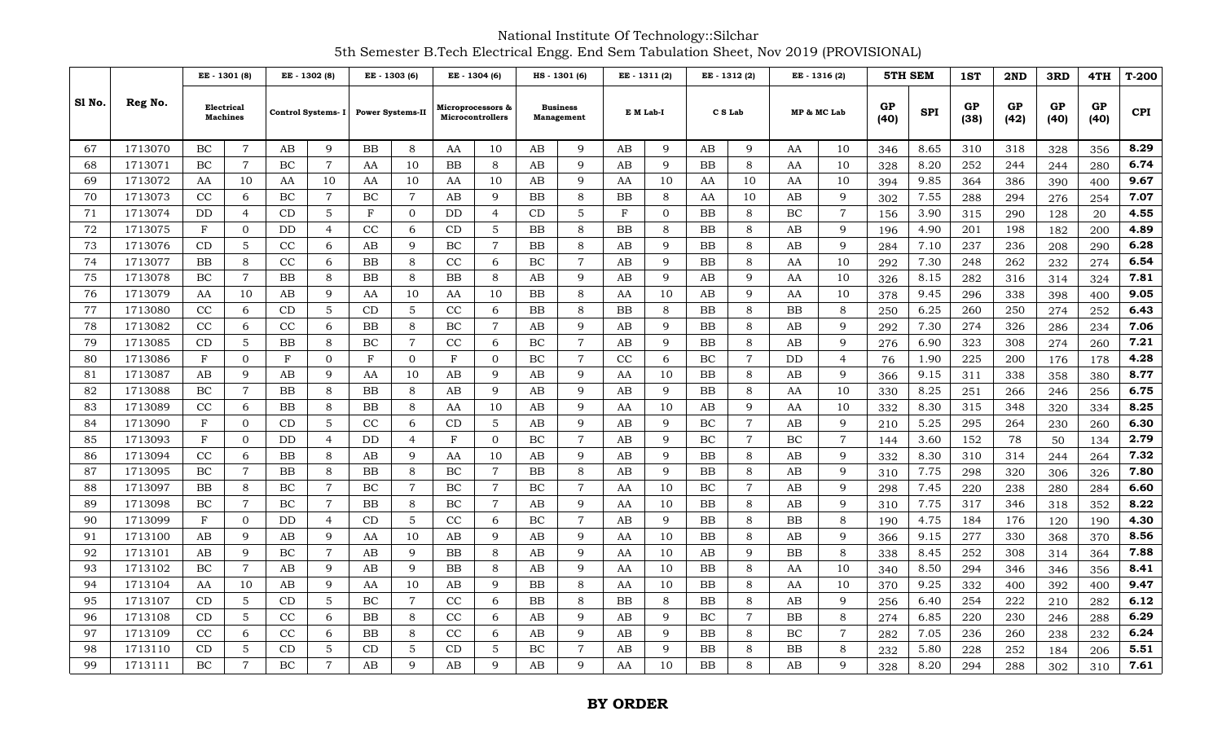National Institute Of Technology::Silchar

5th Semester B.Tech Electrical Engg. End Sem Tabulation Sheet, Nov 2019 (PROVISIONAL)

| Sl No. | Reg No. | EE - 1301 (8) | | EE - 1302 (8) | | EE - 1303 (6) | | EE - 1304 (6) | | HS - 1301 (6) | | EE - 1311 (2) | | EE - 1312 (2) | | EE - 1316 (2) | | 5TH SEM | | 1ST | 2ND | 3RD | 4TH | T-200 |
|---|---|---|---|---|---|---|---|---|---|---|---|---|---|---|---|---|---|---|---|---|---|---|---|---|
| | | Electrical Machines | | Control Systems- I | | Power Systems-II | | Microprocessors & Microcontrollers | | Business Management | | E M Lab-I | | C S Lab | | MP & MC Lab | | GP (40) | SPI | GP (38) | GP (42) | GP (40) | GP (40) | CPI |
| 67 | 1713070 | BC | 7 | AB | 9 | BB | 8 | AA | 10 | AB | 9 | AB | 9 | AB | 9 | AA | 10 | 346 | 8.65 | 310 | 318 | 328 | 356 | 8.29 |
| 68 | 1713071 | BC | 7 | BC | 7 | AA | 10 | BB | 8 | AB | 9 | AB | 9 | BB | 8 | AA | 10 | 328 | 8.20 | 252 | 244 | 244 | 280 | 6.74 |
| 69 | 1713072 | AA | 10 | AA | 10 | AA | 10 | AA | 10 | AB | 9 | AA | 10 | AA | 10 | AA | 10 | 394 | 9.85 | 364 | 386 | 390 | 400 | 9.67 |
| 70 | 1713073 | CC | 6 | BC | 7 | BC | 7 | AB | 9 | BB | 8 | BB | 8 | AA | 10 | AB | 9 | 302 | 7.55 | 288 | 294 | 276 | 254 | 7.07 |
| 71 | 1713074 | DD | 4 | CD | 5 | F | 0 | DD | 4 | CD | 5 | F | 0 | BB | 8 | BC | 7 | 156 | 3.90 | 315 | 290 | 128 | 20 | 4.55 |
| 72 | 1713075 | F | 0 | DD | 4 | CC | 6 | CD | 5 | BB | 8 | BB | 8 | BB | 8 | AB | 9 | 196 | 4.90 | 201 | 198 | 182 | 200 | 4.89 |
| 73 | 1713076 | CD | 5 | CC | 6 | AB | 9 | BC | 7 | BB | 8 | AB | 9 | BB | 8 | AB | 9 | 284 | 7.10 | 237 | 236 | 208 | 290 | 6.28 |
| 74 | 1713077 | BB | 8 | CC | 6 | BB | 8 | CC | 6 | BC | 7 | AB | 9 | BB | 8 | AA | 10 | 292 | 7.30 | 248 | 262 | 232 | 274 | 6.54 |
| 75 | 1713078 | BC | 7 | BB | 8 | BB | 8 | BB | 8 | AB | 9 | AB | 9 | AB | 9 | AA | 10 | 326 | 8.15 | 282 | 316 | 314 | 324 | 7.81 |
| 76 | 1713079 | AA | 10 | AB | 9 | AA | 10 | AA | 10 | BB | 8 | AA | 10 | AB | 9 | AA | 10 | 378 | 9.45 | 296 | 338 | 398 | 400 | 9.05 |
| 77 | 1713080 | CC | 6 | CD | 5 | CD | 5 | CC | 6 | BB | 8 | BB | 8 | BB | 8 | BB | 8 | 250 | 6.25 | 260 | 250 | 274 | 252 | 6.43 |
| 78 | 1713082 | CC | 6 | CC | 6 | BB | 8 | BC | 7 | AB | 9 | AB | 9 | BB | 8 | AB | 9 | 292 | 7.30 | 274 | 326 | 286 | 234 | 7.06 |
| 79 | 1713085 | CD | 5 | BB | 8 | BC | 7 | CC | 6 | BC | 7 | AB | 9 | BB | 8 | AB | 9 | 276 | 6.90 | 323 | 308 | 274 | 260 | 7.21 |
| 80 | 1713086 | F | 0 | F | 0 | F | 0 | F | 0 | BC | 7 | CC | 6 | BC | 7 | DD | 4 | 76 | 1.90 | 225 | 200 | 176 | 178 | 4.28 |
| 81 | 1713087 | AB | 9 | AB | 9 | AA | 10 | AB | 9 | AB | 9 | AA | 10 | BB | 8 | AB | 9 | 366 | 9.15 | 311 | 338 | 358 | 380 | 8.77 |
| 82 | 1713088 | BC | 7 | BB | 8 | BB | 8 | AB | 9 | AB | 9 | AB | 9 | BB | 8 | AA | 10 | 330 | 8.25 | 251 | 266 | 246 | 256 | 6.75 |
| 83 | 1713089 | CC | 6 | BB | 8 | BB | 8 | AA | 10 | AB | 9 | AA | 10 | AB | 9 | AA | 10 | 332 | 8.30 | 315 | 348 | 320 | 334 | 8.25 |
| 84 | 1713090 | F | 0 | CD | 5 | CC | 6 | CD | 5 | AB | 9 | AB | 9 | BC | 7 | AB | 9 | 210 | 5.25 | 295 | 264 | 230 | 260 | 6.30 |
| 85 | 1713093 | F | 0 | DD | 4 | DD | 4 | F | 0 | BC | 7 | AB | 9 | BC | 7 | BC | 7 | 144 | 3.60 | 152 | 78 | 50 | 134 | 2.79 |
| 86 | 1713094 | CC | 6 | BB | 8 | AB | 9 | AA | 10 | AB | 9 | AB | 9 | BB | 8 | AB | 9 | 332 | 8.30 | 310 | 314 | 244 | 264 | 7.32 |
| 87 | 1713095 | BC | 7 | BB | 8 | BB | 8 | BC | 7 | BB | 8 | AB | 9 | BB | 8 | AB | 9 | 310 | 7.75 | 298 | 320 | 306 | 326 | 7.80 |
| 88 | 1713097 | BB | 8 | BC | 7 | BC | 7 | BC | 7 | BC | 7 | AA | 10 | BC | 7 | AB | 9 | 298 | 7.45 | 220 | 238 | 280 | 284 | 6.60 |
| 89 | 1713098 | BC | 7 | BC | 7 | BB | 8 | BC | 7 | AB | 9 | AA | 10 | BB | 8 | AB | 9 | 310 | 7.75 | 317 | 346 | 318 | 352 | 8.22 |
| 90 | 1713099 | F | 0 | DD | 4 | CD | 5 | CC | 6 | BC | 7 | AB | 9 | BB | 8 | BB | 8 | 190 | 4.75 | 184 | 176 | 120 | 190 | 4.30 |
| 91 | 1713100 | AB | 9 | AB | 9 | AA | 10 | AB | 9 | AB | 9 | AA | 10 | BB | 8 | AB | 9 | 366 | 9.15 | 277 | 330 | 368 | 370 | 8.56 |
| 92 | 1713101 | AB | 9 | BC | 7 | AB | 9 | BB | 8 | AB | 9 | AA | 10 | AB | 9 | BB | 8 | 338 | 8.45 | 252 | 308 | 314 | 364 | 7.88 |
| 93 | 1713102 | BC | 7 | AB | 9 | AB | 9 | BB | 8 | AB | 9 | AA | 10 | BB | 8 | AA | 10 | 340 | 8.50 | 294 | 346 | 346 | 356 | 8.41 |
| 94 | 1713104 | AA | 10 | AB | 9 | AA | 10 | AB | 9 | BB | 8 | AA | 10 | BB | 8 | AA | 10 | 370 | 9.25 | 332 | 400 | 392 | 400 | 9.47 |
| 95 | 1713107 | CD | 5 | CD | 5 | BC | 7 | CC | 6 | BB | 8 | BB | 8 | BB | 8 | AB | 9 | 256 | 6.40 | 254 | 222 | 210 | 282 | 6.12 |
| 96 | 1713108 | CD | 5 | CC | 6 | BB | 8 | CC | 6 | AB | 9 | AB | 9 | BC | 7 | BB | 8 | 274 | 6.85 | 220 | 230 | 246 | 288 | 6.29 |
| 97 | 1713109 | CC | 6 | CC | 6 | BB | 8 | CC | 6 | AB | 9 | AB | 9 | BB | 8 | BC | 7 | 282 | 7.05 | 236 | 260 | 238 | 232 | 6.24 |
| 98 | 1713110 | CD | 5 | CD | 5 | CD | 5 | CD | 5 | BC | 7 | AB | 9 | BB | 8 | BB | 8 | 232 | 5.80 | 228 | 252 | 184 | 206 | 5.51 |
| 99 | 1713111 | BC | 7 | BC | 7 | AB | 9 | AB | 9 | AB | 9 | AA | 10 | BB | 8 | AB | 9 | 328 | 8.20 | 294 | 288 | 302 | 310 | 7.61 |

**BY ORDER**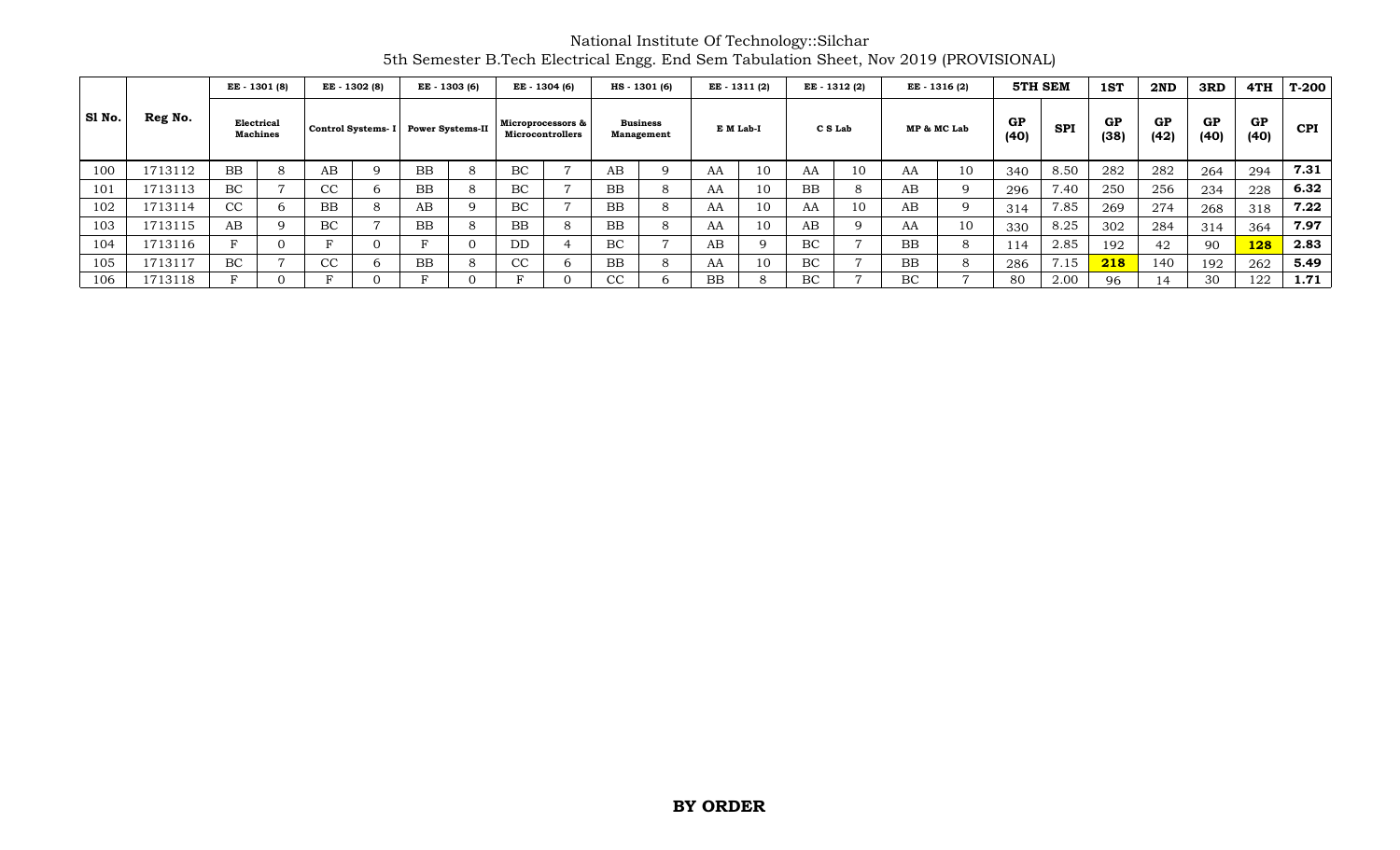National Institute Of Technology::Silchar

5th Semester B.Tech Electrical Engg. End Sem Tabulation Sheet, Nov 2019 (PROVISIONAL)

| Sl No. | Reg No. | EE - 1301 (8) Electrical Machines | | EE - 1302 (8) Control Systems- I | | EE - 1303 (6) Power Systems-II | | EE - 1304 (6) Microprocessors & Microcontrollers | | HS - 1301 (6) Business Management | | EE - 1311 (2) E M Lab-I | | EE - 1312 (2) C S Lab | | EE - 1316 (2) MP & MC Lab | | 5TH SEM GP (40) | 5TH SEM SPI | 1ST GP (38) | 2ND GP (42) | 3RD GP (40) | 4TH GP (40) | T-200 CPI |
|---|---|---|---|---|---|---|---|---|---|---|---|---|---|---|---|---|---|---|---|---|---|---|---|---|
| 100 | 1713112 | BB | 8 | AB | 9 | BB | 8 | BC | 7 | AB | 9 | AA | 10 | AA | 10 | AA | 10 | 340 | 8.50 | 282 | 282 | 264 | 294 | **7.31** |
| 101 | 1713113 | BC | 7 | CC | 6 | BB | 8 | BC | 7 | BB | 8 | AA | 10 | BB | 8 | AB | 9 | 296 | 7.40 | 250 | 256 | 234 | 228 | **6.32** |
| 102 | 1713114 | CC | 6 | BB | 8 | AB | 9 | BC | 7 | BB | 8 | AA | 10 | AA | 10 | AB | 9 | 314 | 7.85 | 269 | 274 | 268 | 318 | **7.22** |
| 103 | 1713115 | AB | 9 | BC | 7 | BB | 8 | BB | 8 | BB | 8 | AA | 10 | AB | 9 | AA | 10 | 330 | 8.25 | 302 | 284 | 314 | 364 | **7.97** |
| 104 | 1713116 | F | 0 | F | 0 | F | 0 | DD | 4 | BC | 7 | AB | 9 | BC | 7 | BB | 8 | 114 | 2.85 | 192 | 42 | 90 | **128** | **2.83** |
| 105 | 1713117 | BC | 7 | CC | 6 | BB | 8 | CC | 6 | BB | 8 | AA | 10 | BC | 7 | BB | 8 | 286 | 7.15 | **218** | 140 | 192 | 262 | **5.49** |
| 106 | 1713118 | F | 0 | F | 0 | F | 0 | F | 0 | CC | 6 | BB | 8 | BC | 7 | BC | 7 | 80 | 2.00 | 96 | 14 | 30 | 122 | **1.71** |

**BY ORDER**